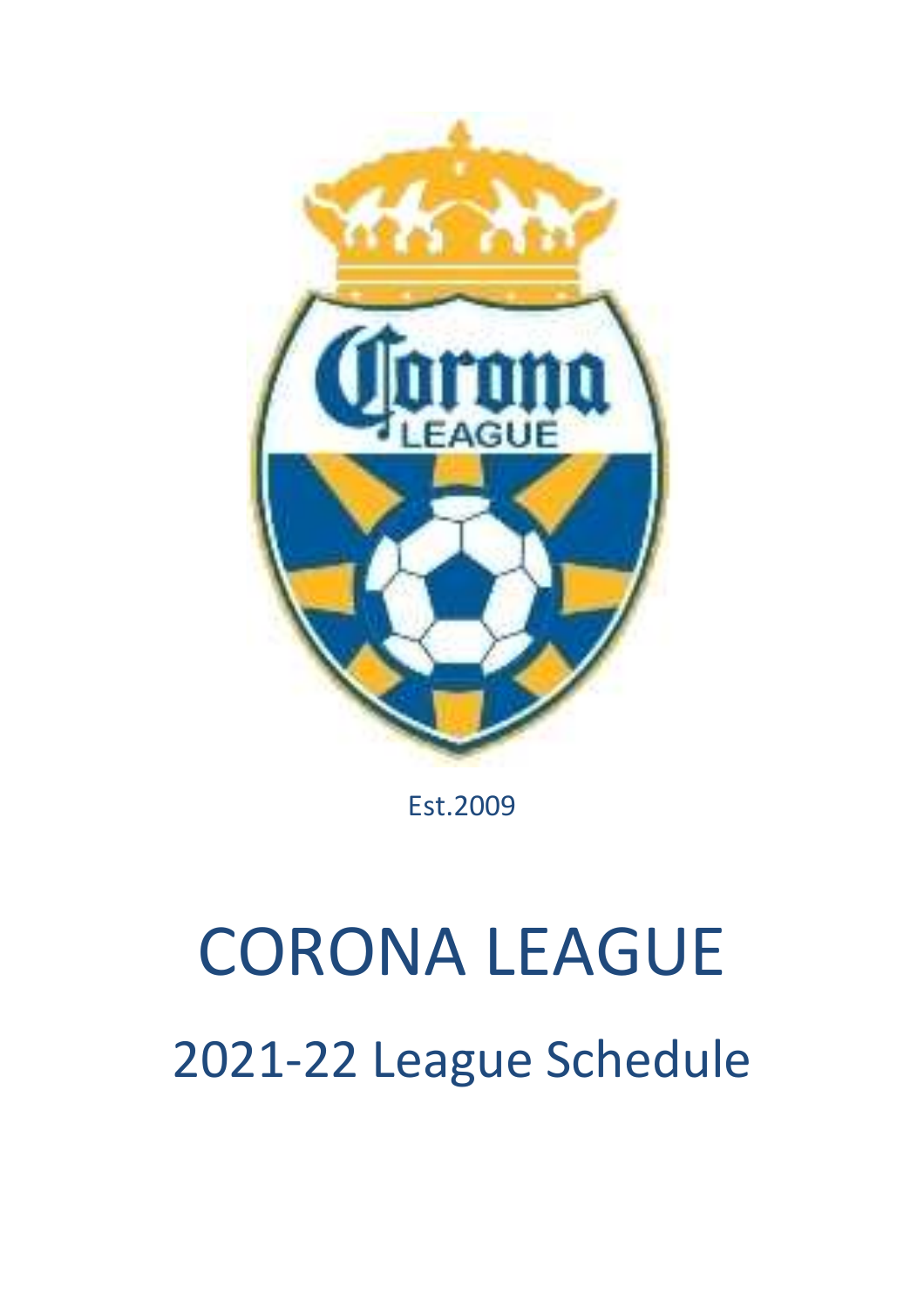Est.2009

# CORONA LEAGUE

## 2021-22 League Schedule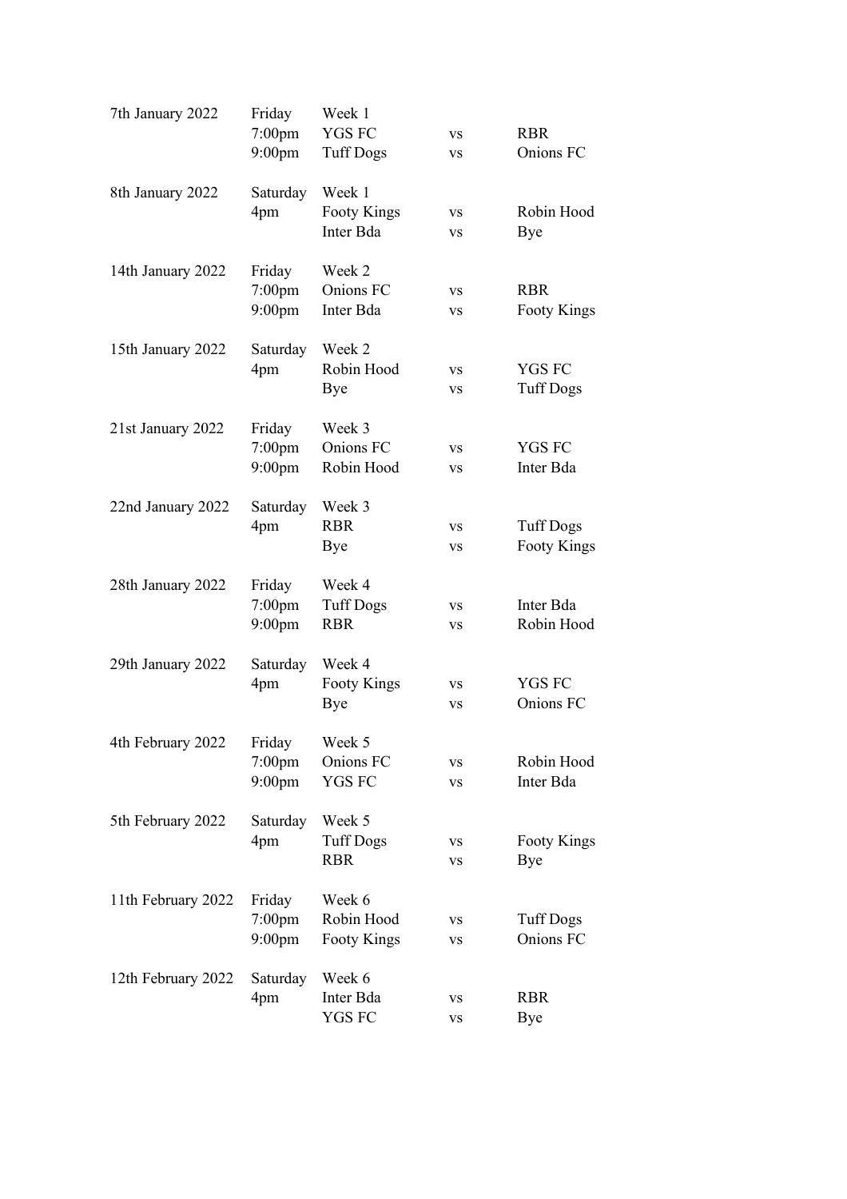| | | | | |
|---|---|---|---|---|
| 7th January 2022 | Friday | Week 1 | | |
| | 7:00pm | YGS FC | vs | RBR |
| | 9:00pm | Tuff Dogs | vs | Onions FC |
| | | | | |
| 8th January 2022 | Saturday | Week 1 | | |
| | 4pm | Footy Kings | vs | Robin Hood |
| | | Inter Bda | vs | Bye |
| | | | | |
| 14th January 2022 | Friday | Week 2 | | |
| | 7:00pm | Onions FC | vs | RBR |
| | 9:00pm | Inter Bda | vs | Footy Kings |
| | | | | |
| 15th January 2022 | Saturday | Week 2 | | |
| | 4pm | Robin Hood | vs | YGS FC |
| | | Bye | vs | Tuff Dogs |
| | | | | |
| 21st January 2022 | Friday | Week 3 | | |
| | 7:00pm | Onions FC | vs | YGS FC |
| | 9:00pm | Robin Hood | vs | Inter Bda |
| | | | | |
| 22nd January 2022 | Saturday | Week 3 | | |
| | 4pm | RBR | vs | Tuff Dogs |
| | | Bye | vs | Footy Kings |
| | | | | |
| 28th January 2022 | Friday | Week 4 | | |
| | 7:00pm | Tuff Dogs | vs | Inter Bda |
| | 9:00pm | RBR | vs | Robin Hood |
| | | | | |
| 29th January 2022 | Saturday | Week 4 | | |
| | 4pm | Footy Kings | vs | YGS FC |
| | | Bye | vs | Onions FC |
| | | | | |
| 4th February 2022 | Friday | Week 5 | | |
| | 7:00pm | Onions FC | vs | Robin Hood |
| | 9:00pm | YGS FC | vs | Inter Bda |
| | | | | |
| 5th February 2022 | Saturday | Week 5 | | |
| | 4pm | Tuff Dogs | vs | Footy Kings |
| | | RBR | vs | Bye |
| | | | | |
| 11th February 2022 | Friday | Week 6 | | |
| | 7:00pm | Robin Hood | vs | Tuff Dogs |
| | 9:00pm | Footy Kings | vs | Onions FC |
| | | | | |
| 12th February 2022 | Saturday | Week 6 | | |
| | 4pm | Inter Bda | vs | RBR |
| | | YGS FC | vs | Bye |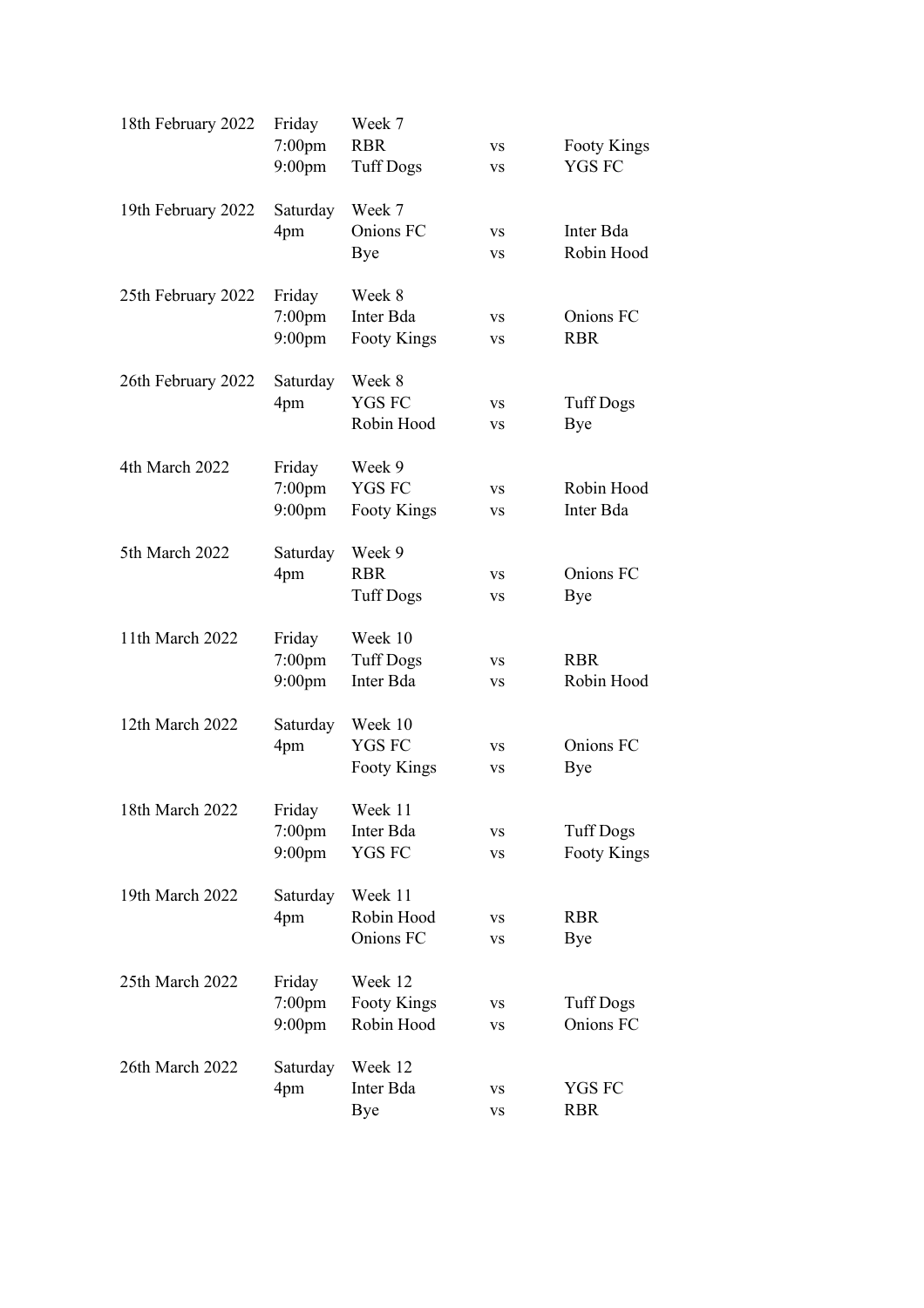| | | | | |
|---|---|---|---|---|
| 18th February 2022 | Friday | Week 7 | | |
| | 7:00pm | RBR | vs | Footy Kings |
| | 9:00pm | Tuff Dogs | vs | YGS FC |
| | | | | |
| 19th February 2022 | Saturday | Week 7 | | |
| | 4pm | Onions FC | vs | Inter Bda |
| | | Bye | vs | Robin Hood |
| | | | | |
| 25th February 2022 | Friday | Week 8 | | |
| | 7:00pm | Inter Bda | vs | Onions FC |
| | 9:00pm | Footy Kings | vs | RBR |
| | | | | |
| 26th February 2022 | Saturday | Week 8 | | |
| | 4pm | YGS FC | vs | Tuff Dogs |
| | | Robin Hood | vs | Bye |
| | | | | |
| 4th March 2022 | Friday | Week 9 | | |
| | 7:00pm | YGS FC | vs | Robin Hood |
| | 9:00pm | Footy Kings | vs | Inter Bda |
| | | | | |
| 5th March 2022 | Saturday | Week 9 | | |
| | 4pm | RBR | vs | Onions FC |
| | | Tuff Dogs | vs | Bye |
| | | | | |
| 11th March 2022 | Friday | Week 10 | | |
| | 7:00pm | Tuff Dogs | vs | RBR |
| | 9:00pm | Inter Bda | vs | Robin Hood |
| | | | | |
| 12th March 2022 | Saturday | Week 10 | | |
| | 4pm | YGS FC | vs | Onions FC |
| | | Footy Kings | vs | Bye |
| | | | | |
| 18th March 2022 | Friday | Week 11 | | |
| | 7:00pm | Inter Bda | vs | Tuff Dogs |
| | 9:00pm | YGS FC | vs | Footy Kings |
| | | | | |
| 19th March 2022 | Saturday | Week 11 | | |
| | 4pm | Robin Hood | vs | RBR |
| | | Onions FC | vs | Bye |
| | | | | |
| 25th March 2022 | Friday | Week 12 | | |
| | 7:00pm | Footy Kings | vs | Tuff Dogs |
| | 9:00pm | Robin Hood | vs | Onions FC |
| | | | | |
| 26th March 2022 | Saturday | Week 12 | | |
| | 4pm | Inter Bda | vs | YGS FC |
| | | Bye | vs | RBR |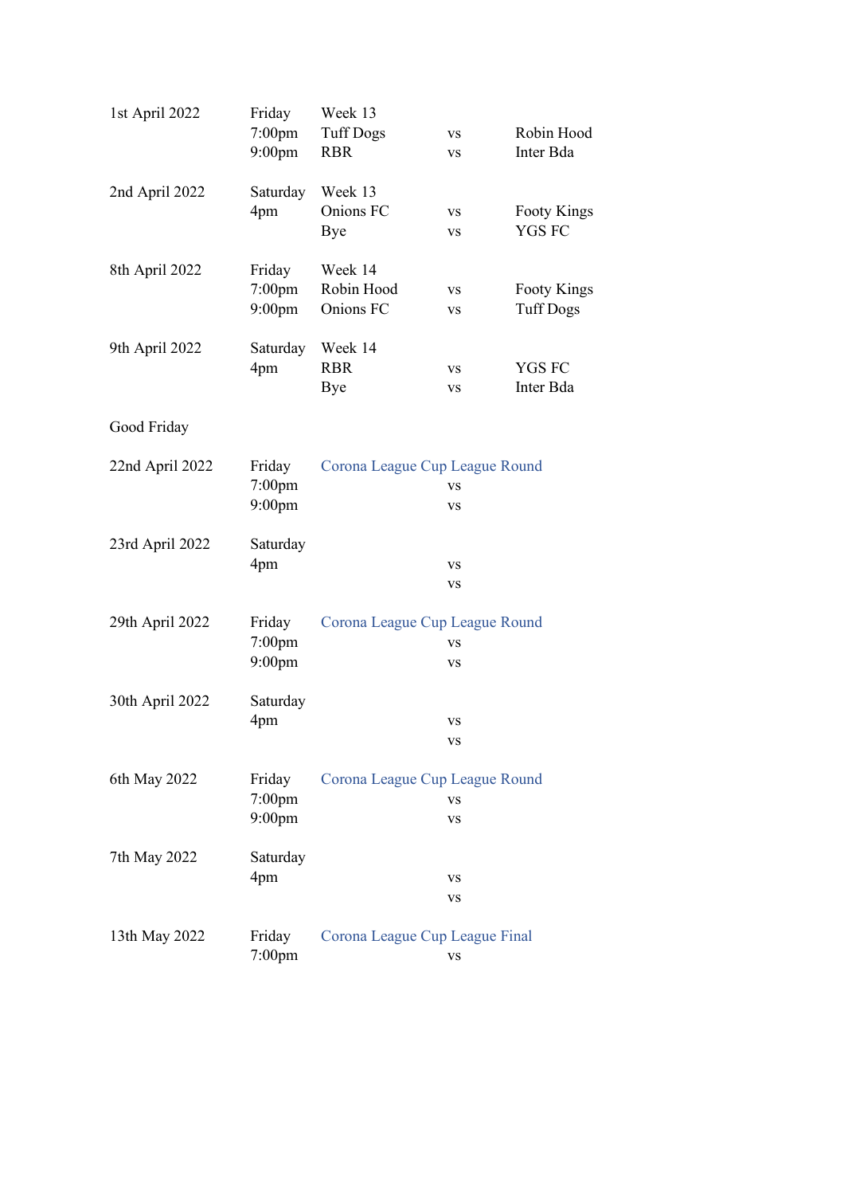| | | | | |
|---|---|---|---|---|
| 1st April 2022 | Friday | Week 13 | | |
| | 7:00pm | Tuff Dogs | vs | Robin Hood |
| | 9:00pm | RBR | vs | Inter Bda |
| 2nd April 2022 | Saturday | Week 13 | | |
| | 4pm | Onions FC | vs | Footy Kings |
| | | Bye | vs | YGS FC |
| 8th April 2022 | Friday | Week 14 | | |
| | 7:00pm | Robin Hood | vs | Footy Kings |
| | 9:00pm | Onions FC | vs | Tuff Dogs |
| 9th April 2022 | Saturday | Week 14 | | |
| | 4pm | RBR | vs | YGS FC |
| | | Bye | vs | Inter Bda |
| Good Friday | | | | |
| 22nd April 2022 | Friday | Corona League Cup League Round | | |
| | 7:00pm | | vs | |
| | 9:00pm | | vs | |
| 23rd April 2022 | Saturday | | | |
| | 4pm | | vs | |
| | | | vs | |
| 29th April 2022 | Friday | Corona League Cup League Round | | |
| | 7:00pm | | vs | |
| | 9:00pm | | vs | |
| 30th April 2022 | Saturday | | | |
| | 4pm | | vs | |
| | | | vs | |
| 6th May 2022 | Friday | Corona League Cup League Round | | |
| | 7:00pm | | vs | |
| | 9:00pm | | vs | |
| 7th May 2022 | Saturday | | | |
| | 4pm | | vs | |
| | | | vs | |
| 13th May 2022 | Friday | Corona League Cup League Final | | |
| | 7:00pm | | vs | |